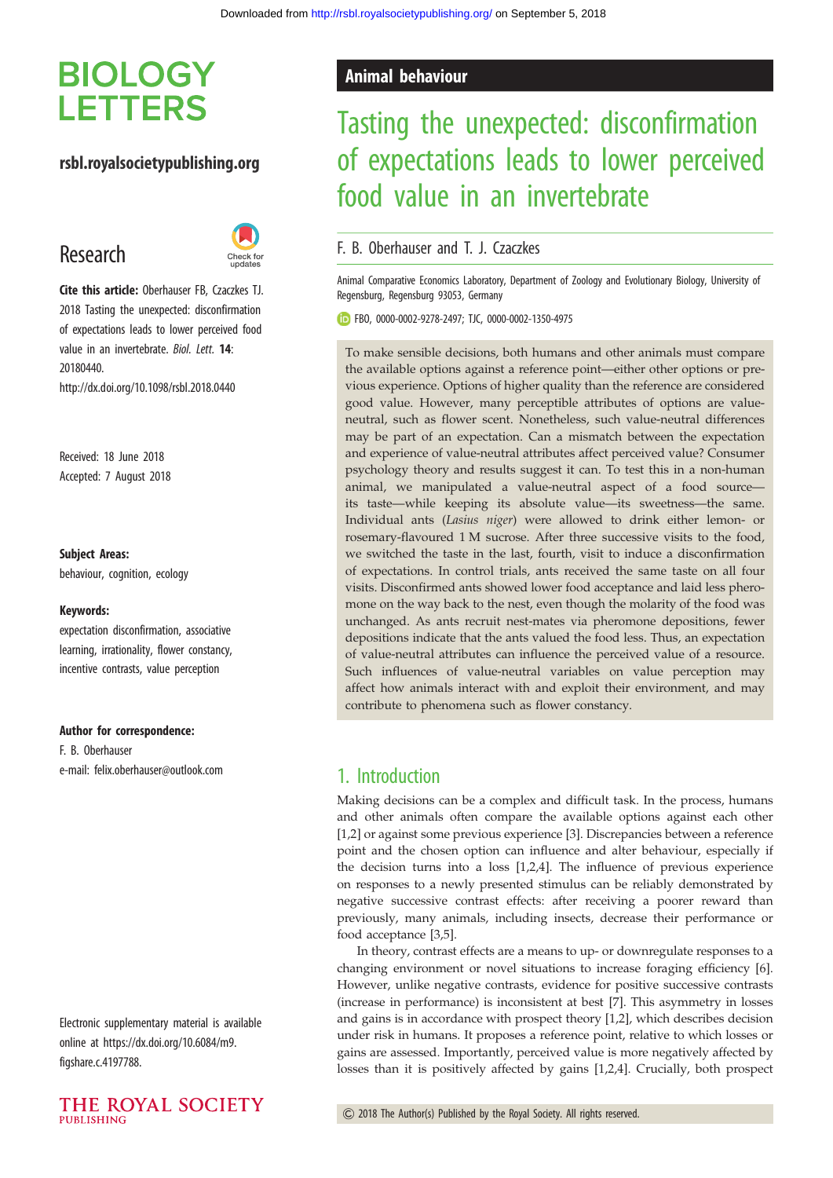# Tasting the unexpected: disconfirmation of expectations leads to lower perceived food value in an invertebrate

F. B. Oberhauser and T. J. Czaczkes

Animal Comparative Economics Laboratory, Department of Zoology and Evolutionary Biology, University of Regensburg, Regensburg 93053, Germany

FBO, 0000-0002-9278-2497; TJC, 0000-0002-1350-4975

**Cite this article:** Oberhauser FB, Czaczkes TJ. 2018 Tasting the unexpected: disconfirmation of expectations leads to lower perceived food value in an invertebrate. *Biol. Lett.* **14**: 20180440. http://dx.doi.org/10.1098/rsbl.2018.0440

Received: 18 June 2018
Accepted: 7 August 2018

**Subject Areas:**
behaviour, cognition, ecology

**Keywords:**
expectation disconfirmation, associative learning, irrationality, flower constancy, incentive contrasts, value perception

**Author for correspondence:**
F. B. Oberhauser
e-mail: felix.oberhauser@outlook.com

Electronic supplementary material is available online at https://dx.doi.org/10.6084/m9.figshare.c.4197788.

To make sensible decisions, both humans and other animals must compare the available options against a reference point—either other options or previous experience. Options of higher quality than the reference are considered good value. However, many perceptible attributes of options are value-neutral, such as flower scent. Nonetheless, such value-neutral differences may be part of an expectation. Can a mismatch between the expectation and experience of value-neutral attributes affect perceived value? Consumer psychology theory and results suggest it can. To test this in a non-human animal, we manipulated a value-neutral aspect of a food source—its taste—while keeping its absolute value—its sweetness—the same. Individual ants (*Lasius niger*) were allowed to drink either lemon- or rosemary-flavoured 1 M sucrose. After three successive visits to the food, we switched the taste in the last, fourth, visit to induce a disconfirmation of expectations. In control trials, ants received the same taste on all four visits. Disconfirmed ants showed lower food acceptance and laid less pheromone on the way back to the nest, even though the molarity of the food was unchanged. As ants recruit nest-mates via pheromone depositions, fewer depositions indicate that the ants valued the food less. Thus, an expectation of value-neutral attributes can influence the perceived value of a resource. Such influences of value-neutral variables on value perception may affect how animals interact with and exploit their environment, and may contribute to phenomena such as flower constancy.

## 1. Introduction

Making decisions can be a complex and difficult task. In the process, humans and other animals often compare the available options against each other [1,2] or against some previous experience [3]. Discrepancies between a reference point and the chosen option can influence and alter behaviour, especially if the decision turns into a loss [1,2,4]. The influence of previous experience on responses to a newly presented stimulus can be reliably demonstrated by negative successive contrast effects: after receiving a poorer reward than previously, many animals, including insects, decrease their performance or food acceptance [3,5].

In theory, contrast effects are a means to up- or downregulate responses to a changing environment or novel situations to increase foraging efficiency [6]. However, unlike negative contrasts, evidence for positive successive contrasts (increase in performance) is inconsistent at best [7]. This asymmetry in losses and gains is in accordance with prospect theory [1,2], which describes decision under risk in humans. It proposes a reference point, relative to which losses or gains are assessed. Importantly, perceived value is more negatively affected by losses than it is positively affected by gains [1,2,4]. Crucially, both prospect

© 2018 The Author(s) Published by the Royal Society. All rights reserved.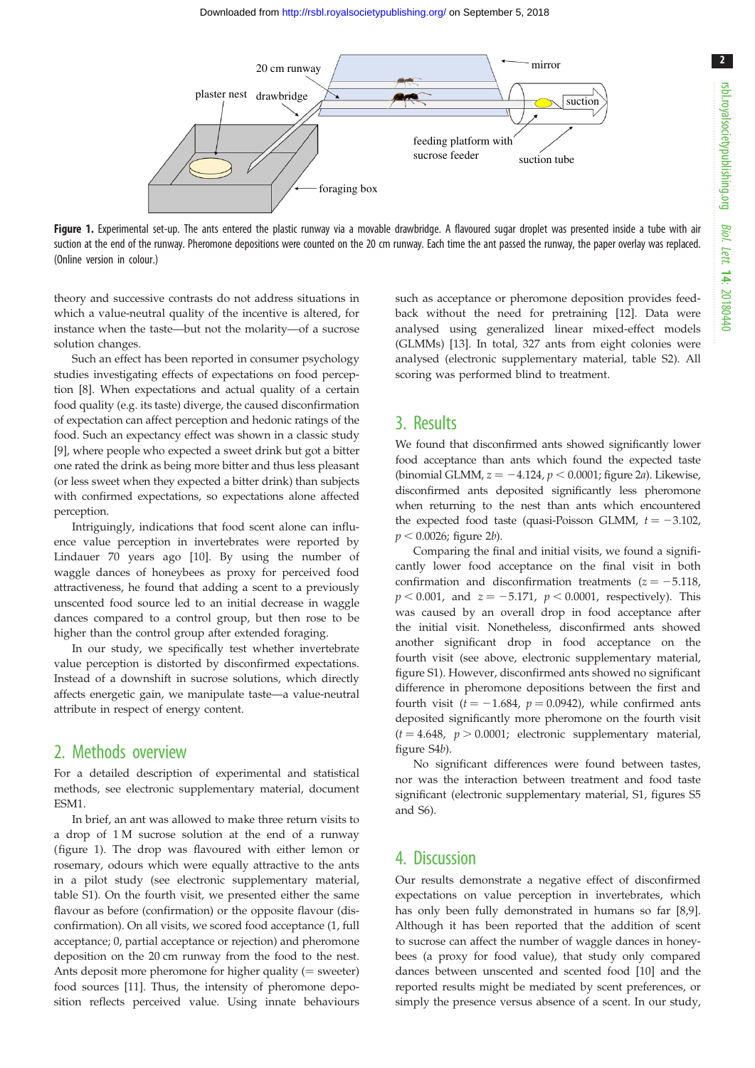Figure 1. Experimental set-up. The ants entered the plastic runway via a movable drawbridge. A flavoured sugar droplet was presented inside a tube with air suction at the end of the runway. Pheromone depositions were counted on the 20 cm runway. Each time the ant passed the runway, the paper overlay was replaced. (Online version in colour.)

theory and successive contrasts do not address situations in which a value-neutral quality of the incentive is altered, for instance when the taste—but not the molarity—of a sucrose solution changes.

Such an effect has been reported in consumer psychology studies investigating effects of expectations on food perception [8]. When expectations and actual quality of a certain food quality (e.g. its taste) diverge, the caused disconfirmation of expectation can affect perception and hedonic ratings of the food. Such an expectancy effect was shown in a classic study [9], where people who expected a sweet drink but got a bitter one rated the drink as being more bitter and thus less pleasant (or less sweet when they expected a bitter drink) than subjects with confirmed expectations, so expectations alone affected perception.

Intriguingly, indications that food scent alone can influence value perception in invertebrates were reported by Lindauer 70 years ago [10]. By using the number of waggle dances of honeybees as proxy for perceived food attractiveness, he found that adding a scent to a previously unscented food source led to an initial decrease in waggle dances compared to a control group, but then rose to be higher than the control group after extended foraging.

In our study, we specifically test whether invertebrate value perception is distorted by disconfirmed expectations. Instead of a downshift in sucrose solutions, which directly affects energetic gain, we manipulate taste—a value-neutral attribute in respect of energy content.

## 2. Methods overview

For a detailed description of experimental and statistical methods, see electronic supplementary material, document ESM1.

In brief, an ant was allowed to make three return visits to a drop of 1 M sucrose solution at the end of a runway (figure 1). The drop was flavoured with either lemon or rosemary, odours which were equally attractive to the ants in a pilot study (see electronic supplementary material, table S1). On the fourth visit, we presented either the same flavour as before (confirmation) or the opposite flavour (disconfirmation). On all visits, we scored food acceptance (1, full acceptance; 0, partial acceptance or rejection) and pheromone deposition on the 20 cm runway from the food to the nest. Ants deposit more pheromone for higher quality (= sweeter) food sources [11]. Thus, the intensity of pheromone deposition reflects perceived value. Using innate behaviours such as acceptance or pheromone deposition provides feedback without the need for pretraining [12]. Data were analysed using generalized linear mixed-effect models (GLMMs) [13]. In total, 327 ants from eight colonies were analysed (electronic supplementary material, table S2). All scoring was performed blind to treatment.

## 3. Results

We found that disconfirmed ants showed significantly lower food acceptance than ants which found the expected taste (binomial GLMM, $z = -4.124$, $p < 0.0001$; figure 2*a*). Likewise, disconfirmed ants deposited significantly less pheromone when returning to the nest than ants which encountered the expected food taste (quasi-Poisson GLMM, $t = -3.102$, $p < 0.0026$; figure 2*b*).

Comparing the final and initial visits, we found a significantly lower food acceptance on the final visit in both confirmation and disconfirmation treatments ($z = -5.118$, $p < 0.001$, and $z = -5.171$, $p < 0.0001$, respectively). This was caused by an overall drop in food acceptance after the initial visit. Nonetheless, disconfirmed ants showed another significant drop in food acceptance on the fourth visit (see above, electronic supplementary material, figure S1). However, disconfirmed ants showed no significant difference in pheromone depositions between the first and fourth visit ($t = -1.684$, $p = 0.0942$), while confirmed ants deposited significantly more pheromone on the fourth visit ($t = 4.648$, $p > 0.0001$; electronic supplementary material, figure S4*b*).

No significant differences were found between tastes, nor was the interaction between treatment and food taste significant (electronic supplementary material, S1, figures S5 and S6).

## 4. Discussion

Our results demonstrate a negative effect of disconfirmed expectations on value perception in invertebrates, which has only been fully demonstrated in humans so far [8,9]. Although it has been reported that the addition of scent to sucrose can affect the number of waggle dances in honeybees (a proxy for food value), that study only compared dances between unscented and scented food [10] and the reported results might be mediated by scent preferences, or simply the presence versus absence of a scent. In our study,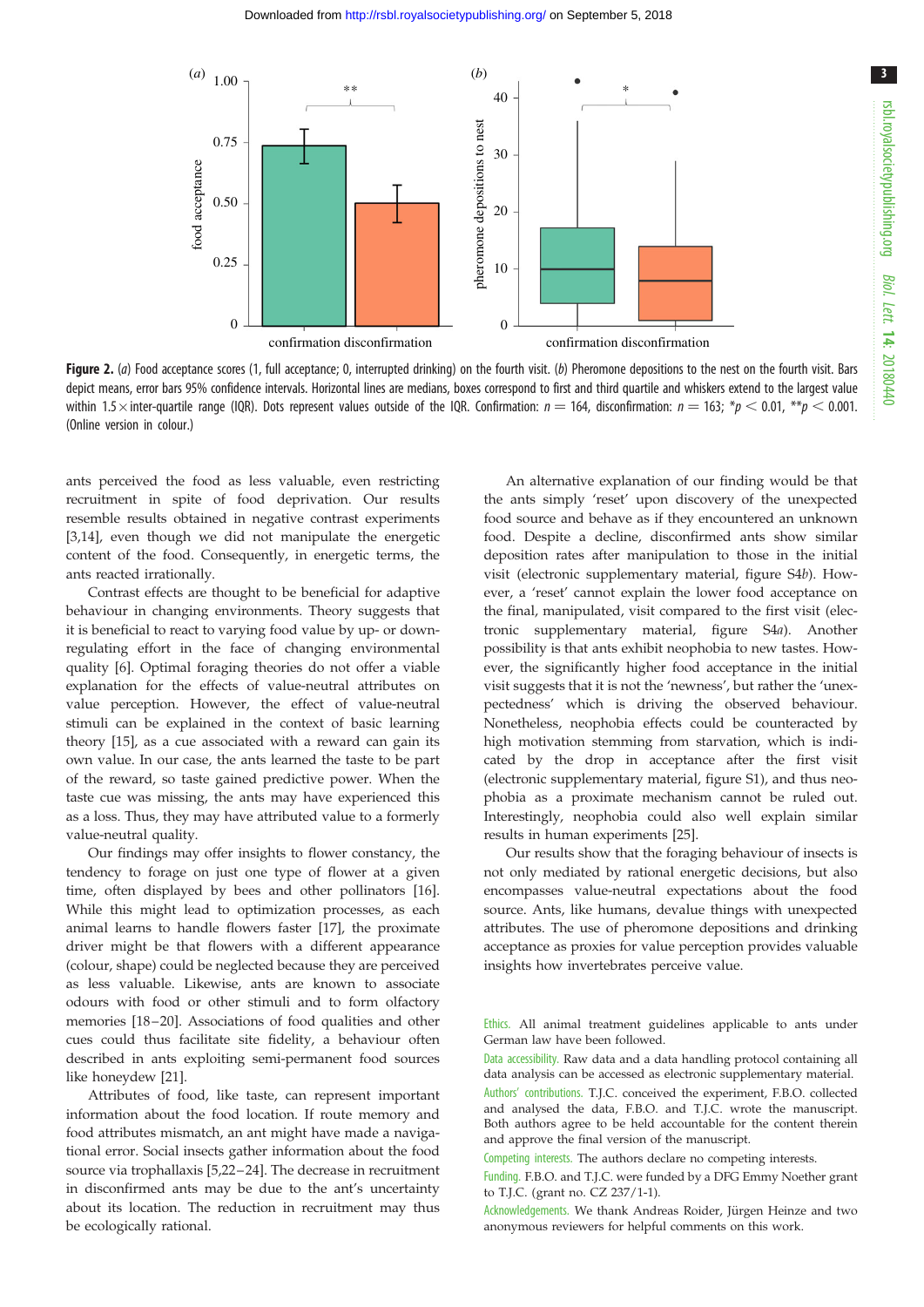**Figure 2.** (*a*) Food acceptance scores (1, full acceptance; 0, interrupted drinking) on the fourth visit. (*b*) Pheromone depositions to the nest on the fourth visit. Bars depict means, error bars 95% confidence intervals. Horizontal lines are medians, boxes correspond to first and third quartile and whiskers extend to the largest value within $1.5 \times$ inter-quartile range (IQR). Dots represent values outside of the IQR. Confirmation: $n = 164$, disconfirmation: $n = 163$; $*p < 0.01$, $**p < 0.001$. (Online version in colour.)

ants perceived the food as less valuable, even restricting recruitment in spite of food deprivation. Our results resemble results obtained in negative contrast experiments [3,14], even though we did not manipulate the energetic content of the food. Consequently, in energetic terms, the ants reacted irrationally.

Contrast effects are thought to be beneficial for adaptive behaviour in changing environments. Theory suggests that it is beneficial to react to varying food value by up- or down-regulating effort in the face of changing environmental quality [6]. Optimal foraging theories do not offer a viable explanation for the effects of value-neutral attributes on value perception. However, the effect of value-neutral stimuli can be explained in the context of basic learning theory [15], as a cue associated with a reward can gain its own value. In our case, the ants learned the taste to be part of the reward, so taste gained predictive power. When the taste cue was missing, the ants may have experienced this as a loss. Thus, they may have attributed value to a formerly value-neutral quality.

Our findings may offer insights to flower constancy, the tendency to forage on just one type of flower at a given time, often displayed by bees and other pollinators [16]. While this might lead to optimization processes, as each animal learns to handle flowers faster [17], the proximate driver might be that flowers with a different appearance (colour, shape) could be neglected because they are perceived as less valuable. Likewise, ants are known to associate odours with food or other stimuli and to form olfactory memories [18–20]. Associations of food qualities and other cues could thus facilitate site fidelity, a behaviour often described in ants exploiting semi-permanent food sources like honeydew [21].

Attributes of food, like taste, can represent important information about the food location. If route memory and food attributes mismatch, an ant might have made a navigational error. Social insects gather information about the food source via trophallaxis [5,22–24]. The decrease in recruitment in disconfirmed ants may be due to the ant's uncertainty about its location. The reduction in recruitment may thus be ecologically rational.

An alternative explanation of our finding would be that the ants simply 'reset' upon discovery of the unexpected food source and behave as if they encountered an unknown food. Despite a decline, disconfirmed ants show similar deposition rates after manipulation to those in the initial visit (electronic supplementary material, figure S4*b*). However, a 'reset' cannot explain the lower food acceptance on the final, manipulated, visit compared to the first visit (electronic supplementary material, figure S4*a*). Another possibility is that ants exhibit neophobia to new tastes. However, the significantly higher food acceptance in the initial visit suggests that it is not the 'newness', but rather the 'unexpectedness' which is driving the observed behaviour. Nonetheless, neophobia effects could be counteracted by high motivation stemming from starvation, which is indicated by the drop in acceptance after the first visit (electronic supplementary material, figure S1), and thus neophobia as a proximate mechanism cannot be ruled out. Interestingly, neophobia could also well explain similar results in human experiments [25].

Our results show that the foraging behaviour of insects is not only mediated by rational energetic decisions, but also encompasses value-neutral expectations about the food source. Ants, like humans, devalue things with unexpected attributes. The use of pheromone depositions and drinking acceptance as proxies for value perception provides valuable insights how invertebrates perceive value.

Ethics. All animal treatment guidelines applicable to ants under German law have been followed.

Data accessibility. Raw data and a data handling protocol containing all data analysis can be accessed as electronic supplementary material.

Authors' contributions. T.J.C. conceived the experiment, F.B.O. collected and analysed the data, F.B.O. and T.J.C. wrote the manuscript. Both authors agree to be held accountable for the content therein and approve the final version of the manuscript.

Competing interests. The authors declare no competing interests.

Funding. F.B.O. and T.J.C. were funded by a DFG Emmy Noether grant to T.J.C. (grant no. CZ 237/1-1).

Acknowledgements. We thank Andreas Roider, Jürgen Heinze and two anonymous reviewers for helpful comments on this work.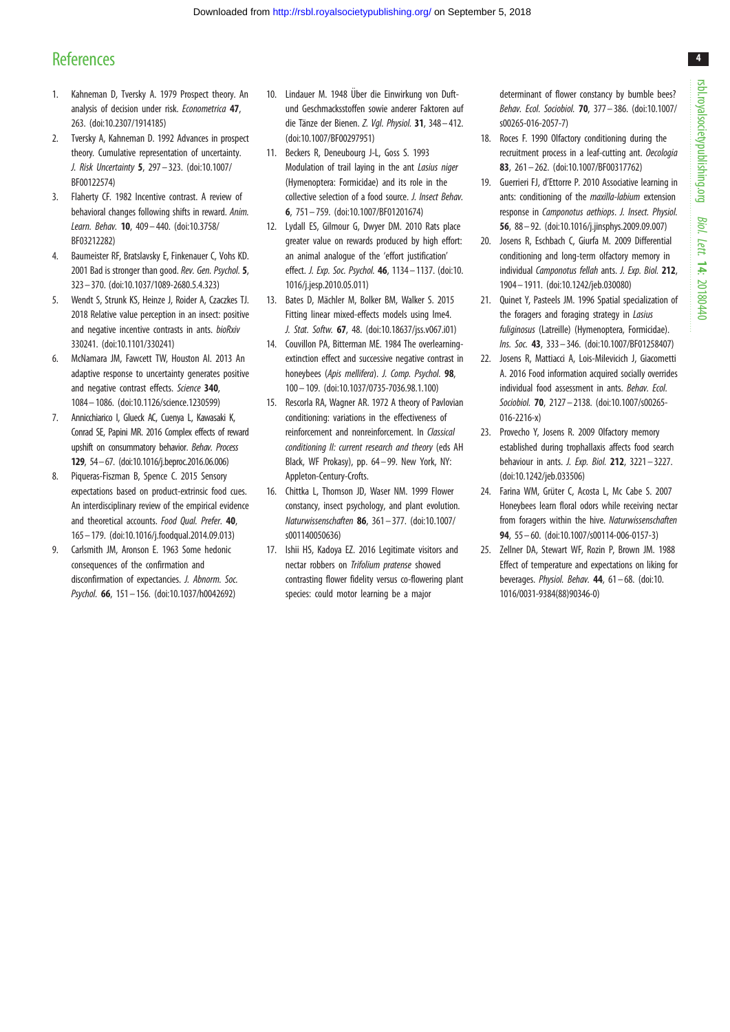## References

1. Kahneman D, Tversky A. 1979 Prospect theory. An analysis of decision under risk. *Econometrica* **47**, 263. (doi:10.2307/1914185)
2. Tversky A, Kahneman D. 1992 Advances in prospect theory. Cumulative representation of uncertainty. *J. Risk Uncertainty* **5**, 297–323. (doi:10.1007/BF00122574)
3. Flaherty CF. 1982 Incentive contrast. A review of behavioral changes following shifts in reward. *Anim. Learn. Behav.* **10**, 409–440. (doi:10.3758/BF03212282)
4. Baumeister RF, Bratslavsky E, Finkenauer C, Vohs KD. 2001 Bad is stronger than good. *Rev. Gen. Psychol.* **5**, 323–370. (doi:10.1037/1089-2680.5.4.323)
5. Wendt S, Strunk KS, Heinze J, Roider A, Czaczkes TJ. 2018 Relative value perception in an insect: positive and negative incentive contrasts in ants. *bioRxiv* 330241. (doi:10.1101/330241)
6. McNamara JM, Fawcett TW, Houston AI. 2013 An adaptive response to uncertainty generates positive and negative contrast effects. *Science* **340**, 1084–1086. (doi:10.1126/science.1230599)
7. Annicchiarico I, Glueck AC, Cuenya L, Kawasaki K, Conrad SE, Papini MR. 2016 Complex effects of reward upshift on consummatory behavior. *Behav. Process* **129**, 54–67. (doi:10.1016/j.beproc.2016.06.006)
8. Piqueras-Fiszman B, Spence C. 2015 Sensory expectations based on product-extrinsic food cues. An interdisciplinary review of the empirical evidence and theoretical accounts. *Food Qual. Prefer.* **40**, 165–179. (doi:10.1016/j.foodqual.2014.09.013)
9. Carlsmith JM, Aronson E. 1963 Some hedonic consequences of the confirmation and disconfirmation of expectancies. *J. Abnorm. Soc. Psychol.* **66**, 151–156. (doi:10.1037/h0042692)
10. Lindauer M. 1948 Über die Einwirkung von Duft- und Geschmacksstoffen sowie anderer Faktoren auf die Tänze der Bienen. *Z. Vgl. Physiol.* **31**, 348–412. (doi:10.1007/BF00297951)
11. Beckers R, Deneubourg J-L, Goss S. 1993 Modulation of trail laying in the ant *Lasius niger* (Hymenoptera: Formicidae) and its role in the collective selection of a food source. *J. Insect Behav.* **6**, 751–759. (doi:10.1007/BF01201674)
12. Lydall ES, Gilmour G, Dwyer DM. 2010 Rats place greater value on rewards produced by high effort: an animal analogue of the 'effort justification' effect. *J. Exp. Soc. Psychol.* **46**, 1134–1137. (doi:10.1016/j.jesp.2010.05.011)
13. Bates D, Mächler M, Bolker BM, Walker S. 2015 Fitting linear mixed-effects models using lme4. *J. Stat. Softw.* **67**, 48. (doi:10.18637/jss.v067.i01)
14. Couvillon PA, Bitterman ME. 1984 The overlearning-extinction effect and successive negative contrast in honeybees (*Apis mellifera*). *J. Comp. Psychol.* **98**, 100–109. (doi:10.1037/0735-7036.98.1.100)
15. Rescorla RA, Wagner AR. 1972 A theory of Pavlovian conditioning: variations in the effectiveness of reinforcement and nonreinforcement. In *Classical conditioning II: current research and theory* (eds AH Black, WF Prokasy), pp. 64–99. New York, NY: Appleton-Century-Crofts.
16. Chittka L, Thomson JD, Waser NM. 1999 Flower constancy, insect psychology, and plant evolution. *Naturwissenschaften* **86**, 361–377. (doi:10.1007/s001140050636)
17. Ishii HS, Kadoya EZ. 2016 Legitimate visitors and nectar robbers on *Trifolium pratense* showed contrasting flower fidelity versus co-flowering plant species: could motor learning be a major determinant of flower constancy by bumble bees? *Behav. Ecol. Sociobiol.* **70**, 377–386. (doi:10.1007/s00265-016-2057-7)
18. Roces F. 1990 Olfactory conditioning during the recruitment process in a leaf-cutting ant. *Oecologia* **83**, 261–262. (doi:10.1007/BF00317762)
19. Guerrieri FJ, d'Ettorre P. 2010 Associative learning in ants: conditioning of the *maxilla-labium* extension response in *Camponotus aethiops*. *J. Insect. Physiol.* **56**, 88–92. (doi:10.1016/j.jinsphys.2009.09.007)
20. Josens R, Eschbach C, Giurfa M. 2009 Differential conditioning and long-term olfactory memory in individual *Camponotus fellah* ants. *J. Exp. Biol.* **212**, 1904–1911. (doi:10.1242/jeb.030080)
21. Quinet Y, Pasteels JM. 1996 Spatial specialization of the foragers and foraging strategy in *Lasius fuliginosus* (Latreille) (Hymenoptera, Formicidae). *Ins. Soc.* **43**, 333–346. (doi:10.1007/BF01258407)
22. Josens R, Mattiacci A, Lois-Milevicich J, Giacometti A. 2016 Food information acquired socially overrides individual food assessment in ants. *Behav. Ecol. Sociobiol.* **70**, 2127–2138. (doi:10.1007/s00265-016-2216-x)
23. Provecho Y, Josens R. 2009 Olfactory memory established during trophallaxis affects food search behaviour in ants. *J. Exp. Biol.* **212**, 3221–3227. (doi:10.1242/jeb.033506)
24. Farina WM, Grüter C, Acosta L, Mc Cabe S. 2007 Honeybees learn floral odors while receiving nectar from foragers within the hive. *Naturwissenschaften* **94**, 55–60. (doi:10.1007/s00114-006-0157-3)
25. Zellner DA, Stewart WF, Rozin P, Brown JM. 1988 Effect of temperature and expectations on liking for beverages. *Physiol. Behav.* **44**, 61–68. (doi:10.1016/0031-9384(88)90346-0)